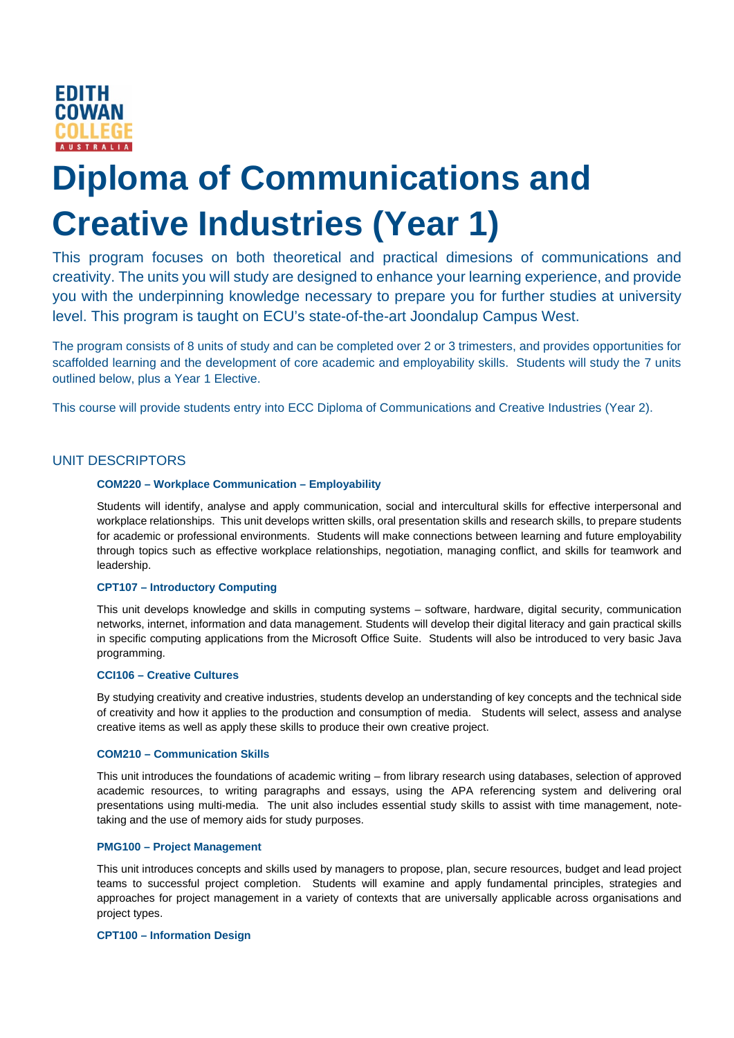EDITH COWAN COLLEGE AUSTRALIA

# Diploma of Communications and Creative Industries (Year 1)

This program focuses on both theoretical and practical dimesions of communications and creativity. The units you will study are designed to enhance your learning experience, and provide you with the underpinning knowledge necessary to prepare you for further studies at university level. This program is taught on ECU's state-of-the-art Joondalup Campus West.

The program consists of 8 units of study and can be completed over 2 or 3 trimesters, and provides opportunities for scaffolded learning and the development of core academic and employability skills. Students will study the 7 units outlined below, plus a Year 1 Elective.

This course will provide students entry into ECC Diploma of Communications and Creative Industries (Year 2).

## UNIT DESCRIPTORS

**COM220 – Workplace Communication – Employability**

Students will identify, analyse and apply communication, social and intercultural skills for effective interpersonal and workplace relationships. This unit develops written skills, oral presentation skills and research skills, to prepare students for academic or professional environments. Students will make connections between learning and future employability through topics such as effective workplace relationships, negotiation, managing conflict, and skills for teamwork and leadership.

**CPT107 – Introductory Computing**

This unit develops knowledge and skills in computing systems – software, hardware, digital security, communication networks, internet, information and data management. Students will develop their digital literacy and gain practical skills in specific computing applications from the Microsoft Office Suite. Students will also be introduced to very basic Java programming.

**CCI106 – Creative Cultures**

By studying creativity and creative industries, students develop an understanding of key concepts and the technical side of creativity and how it applies to the production and consumption of media. Students will select, assess and analyse creative items as well as apply these skills to produce their own creative project.

**COM210 – Communication Skills**

This unit introduces the foundations of academic writing – from library research using databases, selection of approved academic resources, to writing paragraphs and essays, using the APA referencing system and delivering oral presentations using multi-media. The unit also includes essential study skills to assist with time management, note-taking and the use of memory aids for study purposes.

**PMG100 – Project Management**

This unit introduces concepts and skills used by managers to propose, plan, secure resources, budget and lead project teams to successful project completion. Students will examine and apply fundamental principles, strategies and approaches for project management in a variety of contexts that are universally applicable across organisations and project types.

**CPT100 – Information Design**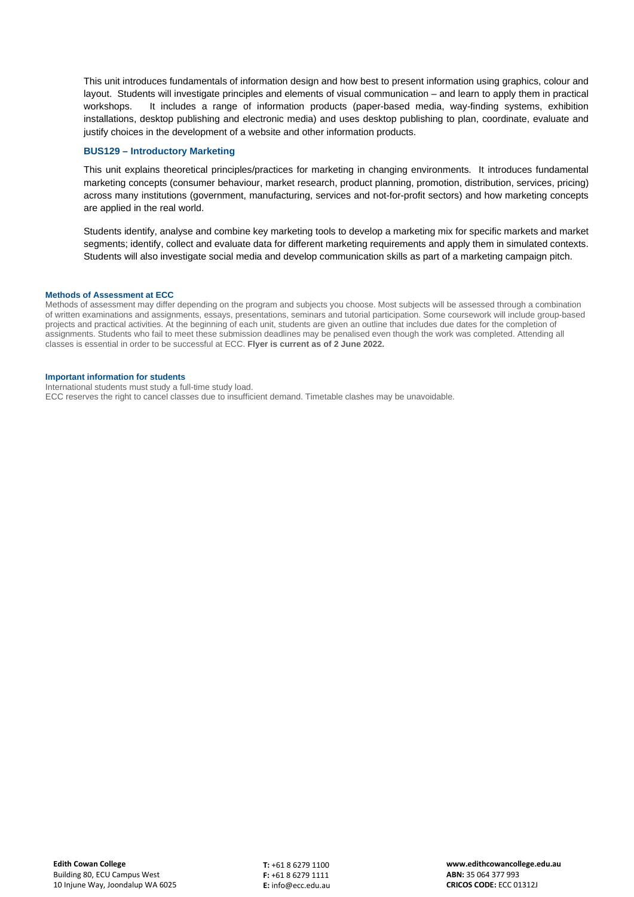This unit introduces fundamentals of information design and how best to present information using graphics, colour and layout. Students will investigate principles and elements of visual communication – and learn to apply them in practical workshops. It includes a range of information products (paper-based media, way-finding systems, exhibition installations, desktop publishing and electronic media) and uses desktop publishing to plan, coordinate, evaluate and justify choices in the development of a website and other information products.

### BUS129 – Introductory Marketing

This unit explains theoretical principles/practices for marketing in changing environments. It introduces fundamental marketing concepts (consumer behaviour, market research, product planning, promotion, distribution, services, pricing) across many institutions (government, manufacturing, services and not-for-profit sectors) and how marketing concepts are applied in the real world.

Students identify, analyse and combine key marketing tools to develop a marketing mix for specific markets and market segments; identify, collect and evaluate data for different marketing requirements and apply them in simulated contexts. Students will also investigate social media and develop communication skills as part of a marketing campaign pitch.

#### Methods of Assessment at ECC

Methods of assessment may differ depending on the program and subjects you choose. Most subjects will be assessed through a combination of written examinations and assignments, essays, presentations, seminars and tutorial participation. Some coursework will include group-based projects and practical activities. At the beginning of each unit, students are given an outline that includes due dates for the completion of assignments. Students who fail to meet these submission deadlines may be penalised even though the work was completed. Attending all classes is essential in order to be successful at ECC. **Flyer is current as of 2 June 2022.**

#### Important information for students

International students must study a full-time study load.
ECC reserves the right to cancel classes due to insufficient demand. Timetable clashes may be unavoidable.

**Edith Cowan College**
Building 80, ECU Campus West
10 Injune Way, Joondalup WA 6025

**T:** +61 8 6279 1100
**F:** +61 8 6279 1111
**E:** info@ecc.edu.au

**www.edithcowancollege.edu.au**
**ABN:** 35 064 377 993
**CRICOS CODE:** ECC 01312J